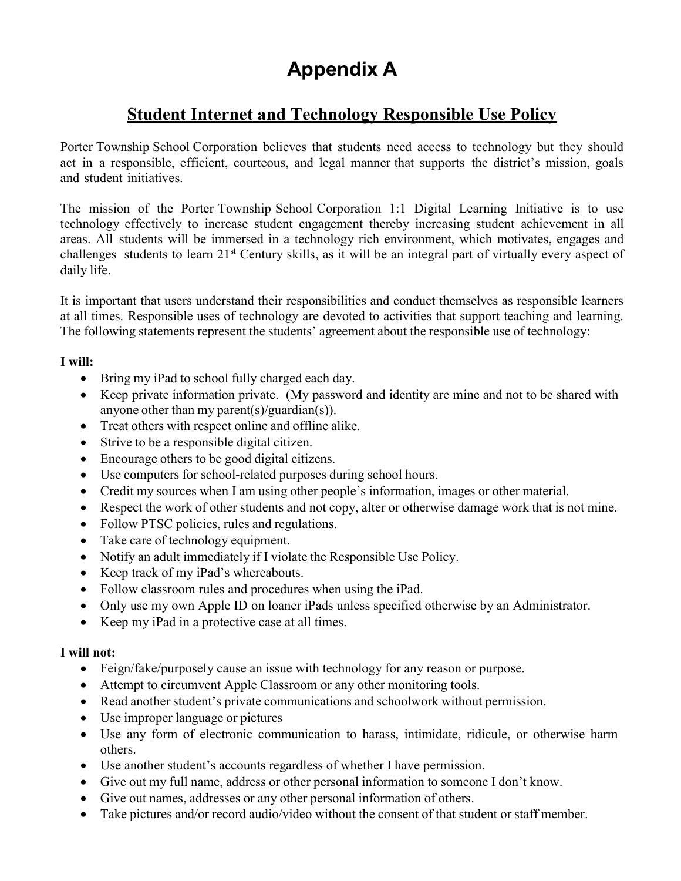# Appendix A

## Student Internet and Technology Responsible Use Policy

Porter Township School Corporation believes that students need access to technology but they should act in a responsible, efficient, courteous, and legal manner that supports the district's mission, goals and student initiatives.

The mission of the Porter Township School Corporation 1:1 Digital Learning Initiative is to use technology effectively to increase student engagement thereby increasing student achievement in all areas. All students will be immersed in a technology rich environment, which motivates, engages and challenges students to learn 21st Century skills, as it will be an integral part of virtually every aspect of daily life.

It is important that users understand their responsibilities and conduct themselves as responsible learners at all times. Responsible uses of technology are devoted to activities that support teaching and learning. The following statements represent the students' agreement about the responsible use of technology:

**I will:**

- Bring my iPad to school fully charged each day.
- Keep private information private. (My password and identity are mine and not to be shared with anyone other than my parent(s)/guardian(s)).
- Treat others with respect online and offline alike.
- Strive to be a responsible digital citizen.
- Encourage others to be good digital citizens.
- Use computers for school-related purposes during school hours.
- Credit my sources when I am using other people's information, images or other material.
- Respect the work of other students and not copy, alter or otherwise damage work that is not mine.
- Follow PTSC policies, rules and regulations.
- Take care of technology equipment.
- Notify an adult immediately if I violate the Responsible Use Policy.
- Keep track of my iPad's whereabouts.
- Follow classroom rules and procedures when using the iPad.
- Only use my own Apple ID on loaner iPads unless specified otherwise by an Administrator.
- Keep my iPad in a protective case at all times.

**I will not:**

- Feign/fake/purposely cause an issue with technology for any reason or purpose.
- Attempt to circumvent Apple Classroom or any other monitoring tools.
- Read another student's private communications and schoolwork without permission.
- Use improper language or pictures
- Use any form of electronic communication to harass, intimidate, ridicule, or otherwise harm others.
- Use another student's accounts regardless of whether I have permission.
- Give out my full name, address or other personal information to someone I don't know.
- Give out names, addresses or any other personal information of others.
- Take pictures and/or record audio/video without the consent of that student or staff member.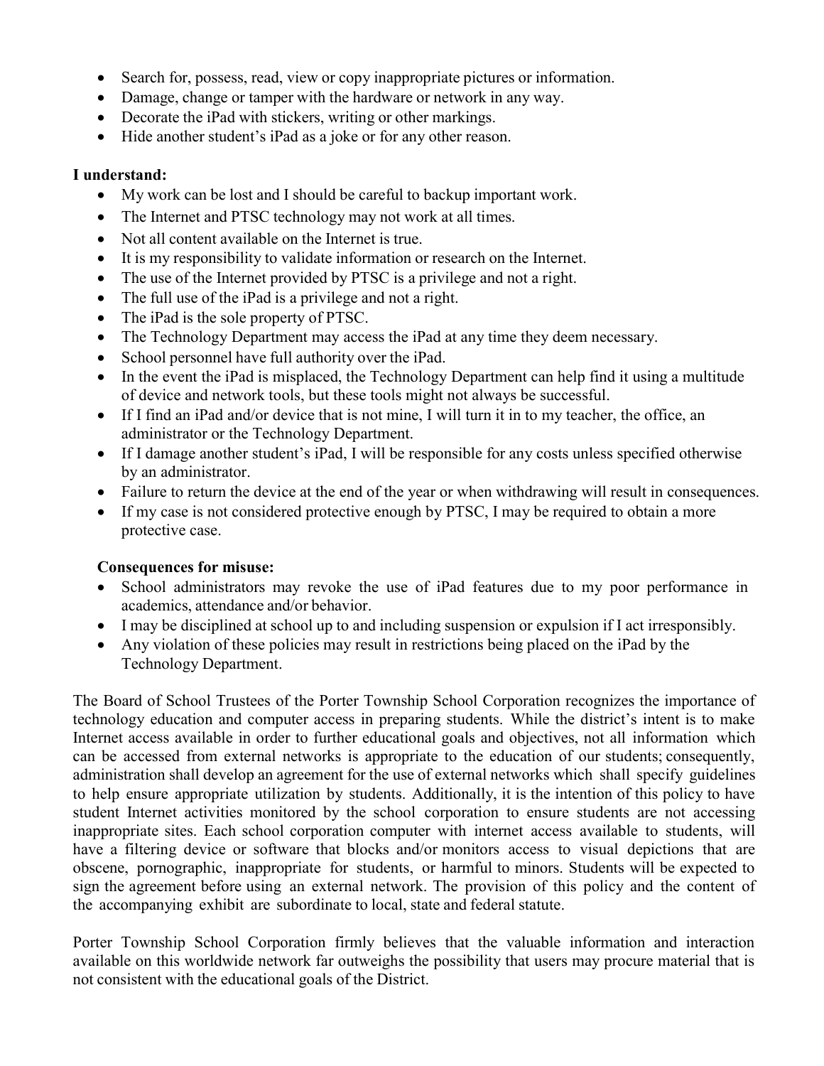- Search for, possess, read, view or copy inappropriate pictures or information.
- Damage, change or tamper with the hardware or network in any way.
- Decorate the iPad with stickers, writing or other markings.
- Hide another student's iPad as a joke or for any other reason.

**I understand:**

- My work can be lost and I should be careful to backup important work.
- The Internet and PTSC technology may not work at all times.
- Not all content available on the Internet is true.
- It is my responsibility to validate information or research on the Internet.
- The use of the Internet provided by PTSC is a privilege and not a right.
- The full use of the iPad is a privilege and not a right.
- The iPad is the sole property of PTSC.
- The Technology Department may access the iPad at any time they deem necessary.
- School personnel have full authority over the iPad.
- In the event the iPad is misplaced, the Technology Department can help find it using a multitude of device and network tools, but these tools might not always be successful.
- If I find an iPad and/or device that is not mine, I will turn it in to my teacher, the office, an administrator or the Technology Department.
- If I damage another student's iPad, I will be responsible for any costs unless specified otherwise by an administrator.
- Failure to return the device at the end of the year or when withdrawing will result in consequences.
- If my case is not considered protective enough by PTSC, I may be required to obtain a more protective case.

**Consequences for misuse:**

- School administrators may revoke the use of iPad features due to my poor performance in academics, attendance and/or behavior.
- I may be disciplined at school up to and including suspension or expulsion if I act irresponsibly.
- Any violation of these policies may result in restrictions being placed on the iPad by the Technology Department.

The Board of School Trustees of the Porter Township School Corporation recognizes the importance of technology education and computer access in preparing students. While the district's intent is to make Internet access available in order to further educational goals and objectives, not all information which can be accessed from external networks is appropriate to the education of our students; consequently, administration shall develop an agreement for the use of external networks which shall specify guidelines to help ensure appropriate utilization by students. Additionally, it is the intention of this policy to have student Internet activities monitored by the school corporation to ensure students are not accessing inappropriate sites. Each school corporation computer with internet access available to students, will have a filtering device or software that blocks and/or monitors access to visual depictions that are obscene, pornographic, inappropriate for students, or harmful to minors. Students will be expected to sign the agreement before using an external network. The provision of this policy and the content of the accompanying exhibit are subordinate to local, state and federal statute.

Porter Township School Corporation firmly believes that the valuable information and interaction available on this worldwide network far outweighs the possibility that users may procure material that is not consistent with the educational goals of the District.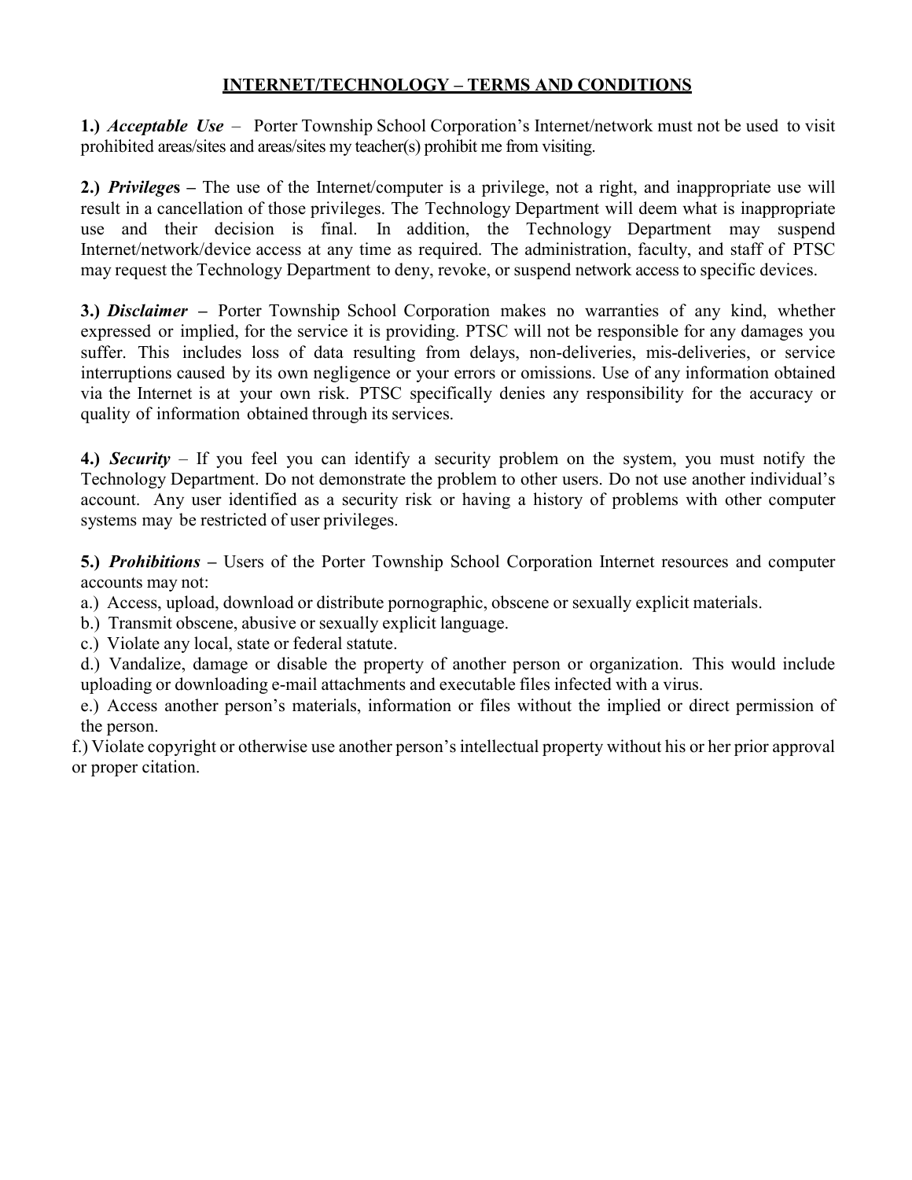## INTERNET/TECHNOLOGY – TERMS AND CONDITIONS

**1.)** ***Acceptable Use*** – Porter Township School Corporation's Internet/network must not be used to visit prohibited areas/sites and areas/sites my teacher(s) prohibit me from visiting.

**2.)** ***Privileges*** **–** The use of the Internet/computer is a privilege, not a right, and inappropriate use will result in a cancellation of those privileges. The Technology Department will deem what is inappropriate use and their decision is final. In addition, the Technology Department may suspend Internet/network/device access at any time as required. The administration, faculty, and staff of PTSC may request the Technology Department to deny, revoke, or suspend network access to specific devices.

**3.)** ***Disclaimer*** **–** Porter Township School Corporation makes no warranties of any kind, whether expressed or implied, for the service it is providing. PTSC will not be responsible for any damages you suffer. This includes loss of data resulting from delays, non-deliveries, mis-deliveries, or service interruptions caused by its own negligence or your errors or omissions. Use of any information obtained via the Internet is at your own risk. PTSC specifically denies any responsibility for the accuracy or quality of information obtained through its services.

**4.)** ***Security*** – If you feel you can identify a security problem on the system, you must notify the Technology Department. Do not demonstrate the problem to other users. Do not use another individual's account. Any user identified as a security risk or having a history of problems with other computer systems may be restricted of user privileges.

**5.)** ***Prohibitions*** **–** Users of the Porter Township School Corporation Internet resources and computer accounts may not:

a.) Access, upload, download or distribute pornographic, obscene or sexually explicit materials.

b.) Transmit obscene, abusive or sexually explicit language.

c.) Violate any local, state or federal statute.

d.) Vandalize, damage or disable the property of another person or organization. This would include uploading or downloading e-mail attachments and executable files infected with a virus.

e.) Access another person's materials, information or files without the implied or direct permission of the person.

f.) Violate copyright or otherwise use another person's intellectual property without his or her prior approval or proper citation.